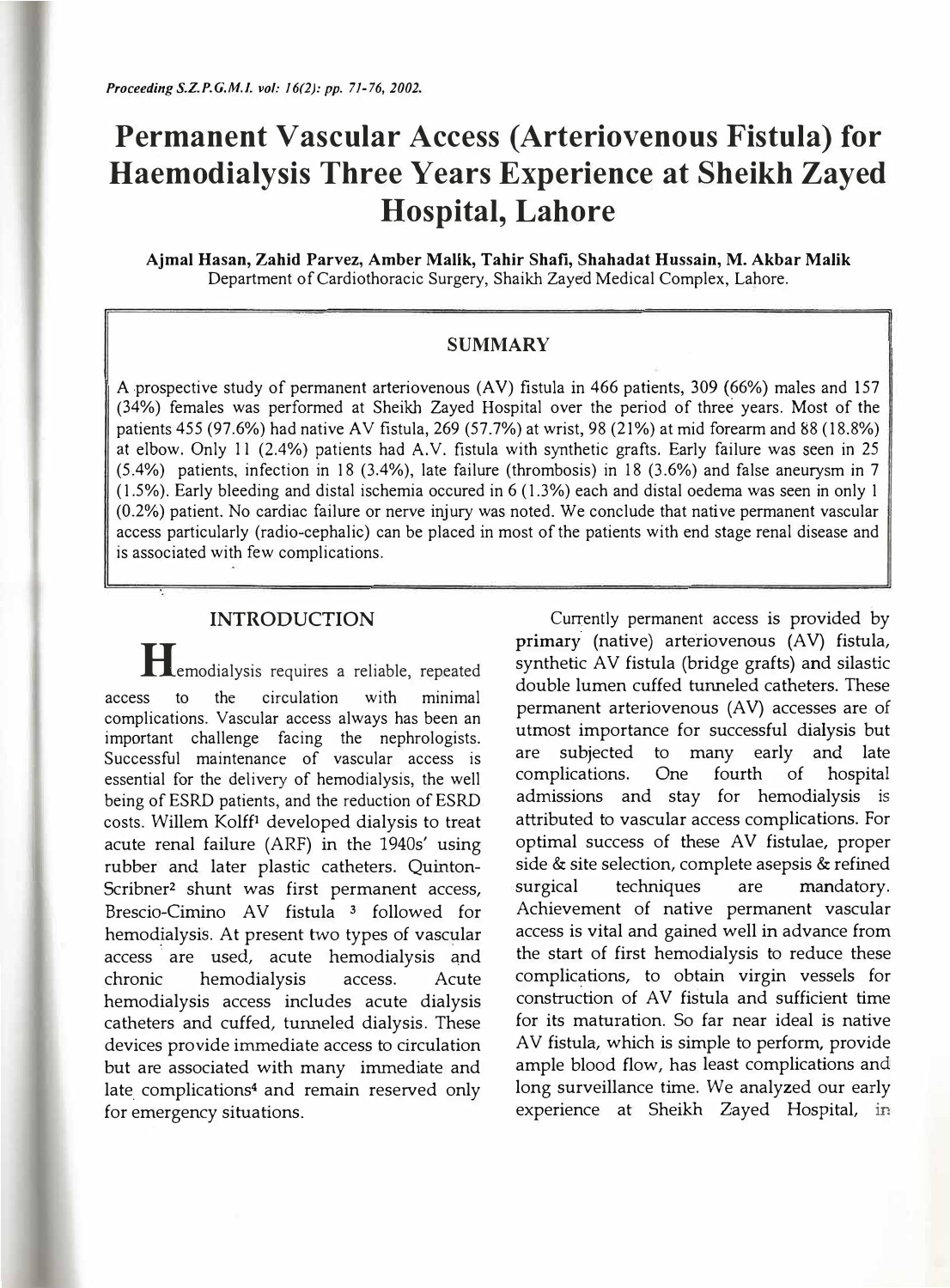# Permanent Vascular Access (Arteriovenous Fistula) for Haemodialysis Three Years Experience at Sheikh Zayed Hospital, Lahore

**Ajmal Hasan, Zahid Parvez, Amber Malik, Tahir Shafi, Shahadat Hussain, M. Akbar Malik**
Department of Cardiothoracic Surgery, Shaikh Zayed Medical Complex, Lahore.

## SUMMARY

A prospective study of permanent arteriovenous (AV) fistula in 466 patients, 309 (66%) males and 157 (34%) females was performed at Sheikh Zayed Hospital over the period of three years. Most of the patients 455 (97.6%) had native AV fistula, 269 (57.7%) at wrist, 98 (21%) at mid forearm and 88 (18.8%) at elbow. Only 11 (2.4%) patients had A.V. fistula with synthetic grafts. Early failure was seen in 25 (5.4%) patients, infection in 18 (3.4%), late failure (thrombosis) in 18 (3.6%) and false aneurysm in 7 (1.5%). Early bleeding and distal ischemia occured in 6 (1.3%) each and distal oedema was seen in only 1 (0.2%) patient. No cardiac failure or nerve injury was noted. We conclude that native permanent vascular access particularly (radio-cephalic) can be placed in most of the patients with end stage renal disease and is associated with few complications.

## INTRODUCTION

Hemodialysis requires a reliable, repeated access to the circulation with minimal complications. Vascular access always has been an important challenge facing the nephrologists. Successful maintenance of vascular access is essential for the delivery of hemodialysis, the well being of ESRD patients, and the reduction of ESRD costs. Willem Kolff[1] developed dialysis to treat acute renal failure (ARF) in the 1940s' using rubber and later plastic catheters. Quinton-Scribner[2] shunt was first permanent access, Brescio-Cimino AV fistula [3] followed for hemodialysis. At present two types of vascular access are used, acute hemodialysis and chronic hemodialysis access. Acute hemodialysis access includes acute dialysis catheters and cuffed, tunneled dialysis. These devices provide immediate access to circulation but are associated with many immediate and late complications[4] and remain reserved only for emergency situations.

Currently permanent access is provided by primary (native) arteriovenous (AV) fistula, synthetic AV fistula (bridge grafts) and silastic double lumen cuffed tunneled catheters. These permanent arteriovenous (AV) accesses are of utmost importance for successful dialysis but are subjected to many early and late complications. One fourth of hospital admissions and stay for hemodialysis is attributed to vascular access complications. For optimal success of these AV fistulae, proper side & site selection, complete asepsis & refined surgical techniques are mandatory. Achievement of native permanent vascular access is vital and gained well in advance from the start of first hemodialysis to reduce these complications, to obtain virgin vessels for construction of AV fistula and sufficient time for its maturation. So far near ideal is native AV fistula, which is simple to perform, provide ample blood flow, has least complications and long surveillance time. We analyzed our early experience at Sheikh Zayed Hospital, in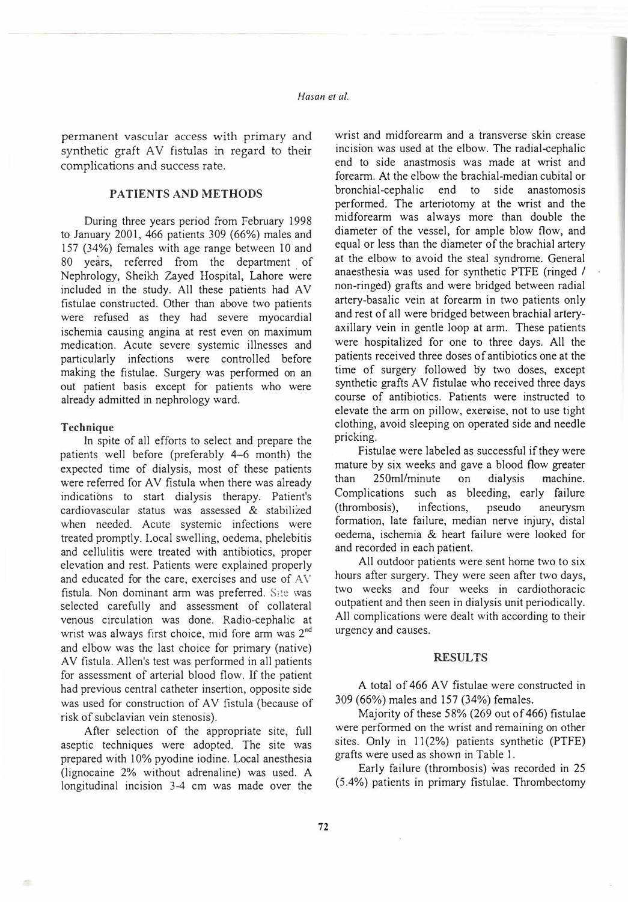permanent vascular access with primary and synthetic graft AV fistulas in regard to their complications and success rate.

## PATIENTS AND METHODS

During three years period from February 1998 to January 2001, 466 patients 309 (66%) males and 157 (34%) females with age range between 10 and 80 years, referred from the department of Nephrology, Sheikh Zayed Hospital, Lahore were included in the study. All these patients had AV fistulae constructed. Other than above two patients were refused as they had severe myocardial ischemia causing angina at rest even on maximum medication. Acute severe systemic illnesses and particularly infections were controlled before making the fistulae. Surgery was performed on an out patient basis except for patients who were already admitted in nephrology ward.

### Technique

In spite of all efforts to select and prepare the patients well before (preferably 4–6 month) the expected time of dialysis, most of these patients were referred for AV fistula when there was already indications to start dialysis therapy. Patient's cardiovascular status was assessed & stabilized when needed. Acute systemic infections were treated promptly. Local swelling, oedema, phelebitis and cellulitis were treated with antibiotics, proper elevation and rest. Patients were explained properly and educated for the care, exercises and use of AV fistula. Non dominant arm was preferred. Site was selected carefully and assessment of collateral venous circulation was done. Radio-cephalic at wrist was always first choice, mid fore arm was 2nd and elbow was the last choice for primary (native) AV fistula. Allen's test was performed in all patients for assessment of arterial blood flow. If the patient had previous central catheter insertion, opposite side was used for construction of AV fistula (because of risk of subclavian vein stenosis).

After selection of the appropriate site, full aseptic techniques were adopted. The site was prepared with 10% pyodine iodine. Local anesthesia (lignocaine 2% without adrenaline) was used. A longitudinal incision 3-4 cm was made over the wrist and midforearm and a transverse skin crease incision was used at the elbow. The radial-cephalic end to side anastmosis was made at wrist and forearm. At the elbow the brachial-median cubital or bronchial-cephalic end to side anastomosis performed. The arteriotomy at the wrist and the midforearm was always more than double the diameter of the vessel, for ample blow flow, and equal or less than the diameter of the brachial artery at the elbow to avoid the steal syndrome. General anaesthesia was used for synthetic PTFE (ringed / non-ringed) grafts and were bridged between radial artery-basalic vein at forearm in two patients only and rest of all were bridged between brachial artery-axillary vein in gentle loop at arm. These patients were hospitalized for one to three days. All the patients received three doses of antibiotics one at the time of surgery followed by two doses, except synthetic grafts AV fistulae who received three days course of antibiotics. Patients were instructed to elevate the arm on pillow, exercise, not to use tight clothing, avoid sleeping on operated side and needle pricking.

Fistulae were labeled as successful if they were mature by six weeks and gave a blood flow greater than 250ml/minute on dialysis machine. Complications such as bleeding, early failure (thrombosis), infections, pseudo aneurysm formation, late failure, median nerve injury, distal oedema, ischemia & heart failure were looked for and recorded in each patient.

All outdoor patients were sent home two to six hours after surgery. They were seen after two days, two weeks and four weeks in cardiothoracic outpatient and then seen in dialysis unit periodically. All complications were dealt with according to their urgency and causes.

## RESULTS

A total of 466 AV fistulae were constructed in 309 (66%) males and 157 (34%) females.

Majority of these 58% (269 out of 466) fistulae were performed on the wrist and remaining on other sites. Only in 11(2%) patients synthetic (PTFE) grafts were used as shown in Table 1.

Early failure (thrombosis) was recorded in 25 (5.4%) patients in primary fistulae. Thrombectomy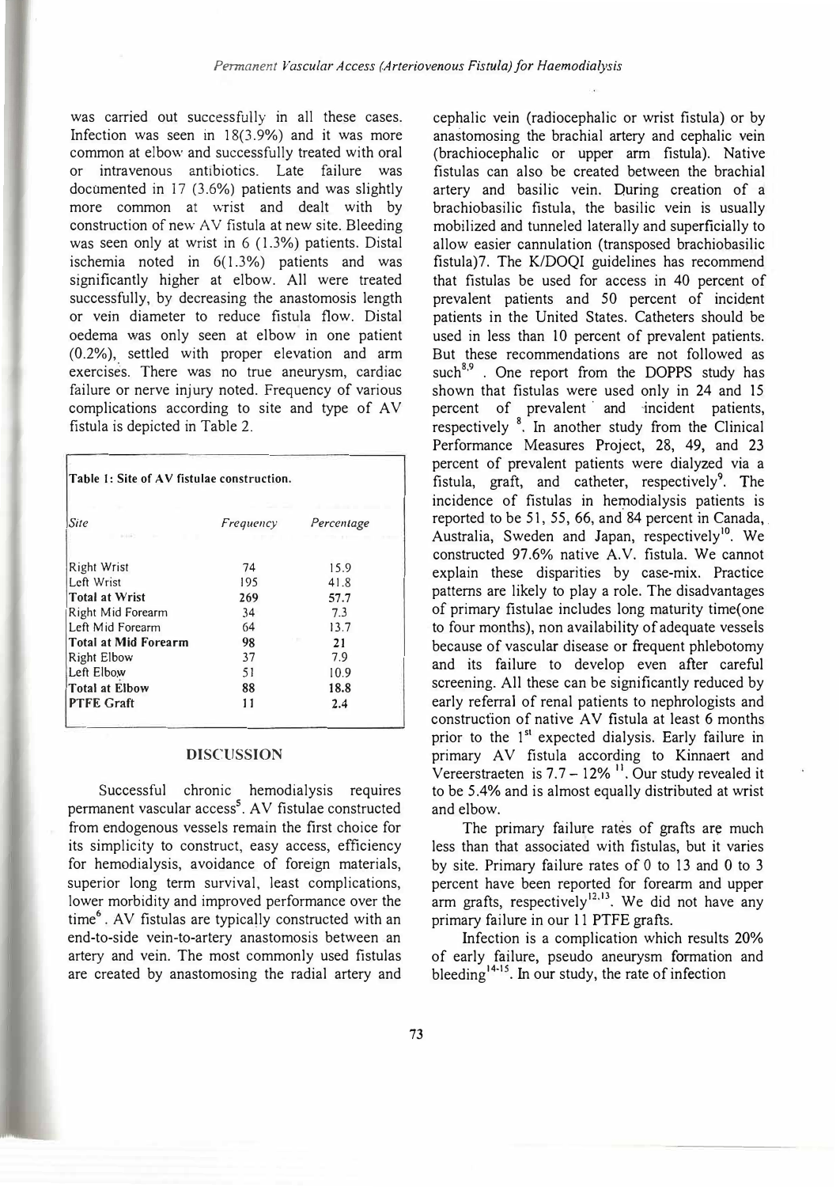was carried out successfully in all these cases. Infection was seen in 18(3.9%) and it was more common at elbow and successfully treated with oral or intravenous antibiotics. Late failure was documented in 17 (3.6%) patients and was slightly more common at wrist and dealt with by construction of new AV fistula at new site. Bleeding was seen only at wrist in 6 (1.3%) patients. Distal ischemia noted in 6(1.3%) patients and was significantly higher at elbow. All were treated successfully, by decreasing the anastomosis length or vein diameter to reduce fistula flow. Distal oedema was only seen at elbow in one patient (0.2%), settled with proper elevation and arm exercises. There was no true aneurysm, cardiac failure or nerve injury noted. Frequency of various complications according to site and type of AV fistula is depicted in Table 2.

**Table 1: Site of AV fistulae construction.**

| *Site* | *Frequency* | *Percentage* |
|---|---|---|
| Right Wrist | 74 | 15.9 |
| Left Wrist | 195 | 41.8 |
| **Total at Wrist** | **269** | **57.7** |
| Right Mid Forearm | 34 | 7.3 |
| Left Mid Forearm | 64 | 13.7 |
| **Total at Mid Forearm** | **98** | **21** |
| Right Elbow | 37 | 7.9 |
| Left Elbow | 51 | 10.9 |
| **Total at Elbow** | **88** | **18.8** |
| **PTFE Graft** | **11** | **2.4** |

## DISCUSSION

Successful chronic hemodialysis requires permanent vascular access[5]. AV fistulae constructed from endogenous vessels remain the first choice for its simplicity to construct, easy access, efficiency for hemodialysis, avoidance of foreign materials, superior long term survival, least complications, lower morbidity and improved performance over the time[6]. AV fistulas are typically constructed with an end-to-side vein-to-artery anastomosis between an artery and vein. The most commonly used fistulas are created by anastomosing the radial artery and cephalic vein (radiocephalic or wrist fistula) or by anastomosing the brachial artery and cephalic vein (brachiocephalic or upper arm fistula). Native fistulas can also be created between the brachial artery and basilic vein. During creation of a brachiobasilic fistula, the basilic vein is usually mobilized and tunneled laterally and superficially to allow easier cannulation (transposed brachiobasilic fistula)7. The K/DOQI guidelines has recommend that fistulas be used for access in 40 percent of prevalent patients and 50 percent of incident patients in the United States. Catheters should be used in less than 10 percent of prevalent patients. But these recommendations are not followed as such[8,9]. One report from the DOPPS study has shown that fistulas were used only in 24 and 15 percent of prevalent and incident patients, respectively[8]. In another study from the Clinical Performance Measures Project, 28, 49, and 23 percent of prevalent patients were dialyzed via a fistula, graft, and catheter, respectively[9]. The incidence of fistulas in hemodialysis patients is reported to be 51, 55, 66, and 84 percent in Canada, Australia, Sweden and Japan, respectively[10]. We constructed 97.6% native A.V. fistula. We cannot explain these disparities by case-mix. Practice patterns are likely to play a role. The disadvantages of primary fistulae includes long maturity time(one to four months), non availability of adequate vessels because of vascular disease or frequent phlebotomy and its failure to develop even after careful screening. All these can be significantly reduced by early referral of renal patients to nephrologists and construction of native AV fistula at least 6 months prior to the 1st expected dialysis. Early failure in primary AV fistula according to Kinnaert and Vereerstraeten is 7.7 – 12%[11]. Our study revealed it to be 5.4% and is almost equally distributed at wrist and elbow.

The primary failure rates of grafts are much less than that associated with fistulas, but it varies by site. Primary failure rates of 0 to 13 and 0 to 3 percent have been reported for forearm and upper arm grafts, respectively[12,13]. We did not have any primary failure in our 11 PTFE grafts.

Infection is a complication which results 20% of early failure, pseudo aneurysm formation and bleeding[14-15]. In our study, the rate of infection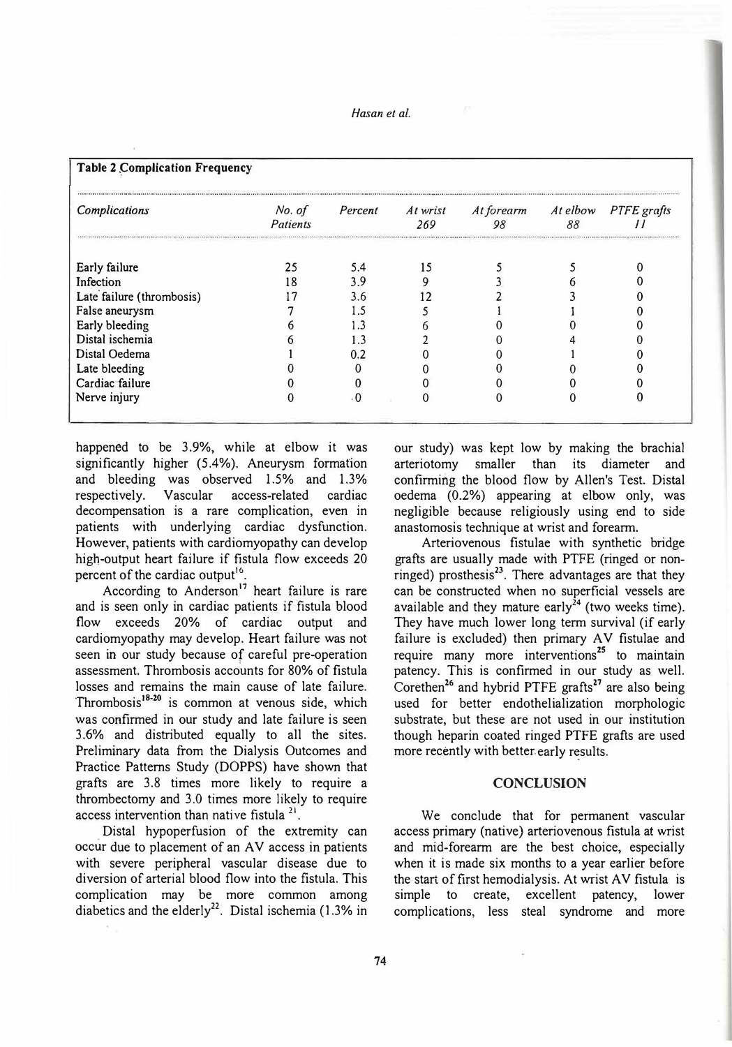**Table 2 Complication Frequency**

| *Complications* | *No. of Patients* | *Percent* | *At wrist 269* | *At forearm 98* | *At elbow 88* | *PTFE grafts 11* |
|---|---|---|---|---|---|---|
| Early failure | 25 | 5.4 | 15 | 5 | 5 | 0 |
| Infection | 18 | 3.9 | 9 | 3 | 6 | 0 |
| Late failure (thrombosis) | 17 | 3.6 | 12 | 2 | 3 | 0 |
| False aneurysm | 7 | 1.5 | 5 | 1 | 1 | 0 |
| Early bleeding | 6 | 1.3 | 6 | 0 | 0 | 0 |
| Distal ischemia | 6 | 1.3 | 2 | 0 | 4 | 0 |
| Distal Oedema | 1 | 0.2 | 0 | 0 | 1 | 0 |
| Late bleeding | 0 | 0 | 0 | 0 | 0 | 0 |
| Cardiac failure | 0 | 0 | 0 | 0 | 0 | 0 |
| Nerve injury | 0 | 0 | 0 | 0 | 0 | 0 |

happened to be 3.9%, while at elbow it was significantly higher (5.4%). Aneurysm formation and bleeding was observed 1.5% and 1.3% respectively. Vascular access-related cardiac decompensation is a rare complication, even in patients with underlying cardiac dysfunction. However, patients with cardiomyopathy can develop high-output heart failure if fistula flow exceeds 20 percent of the cardiac output[16].

According to Anderson[17] heart failure is rare and is seen only in cardiac patients if fistula blood flow exceeds 20% of cardiac output and cardiomyopathy may develop. Heart failure was not seen in our study because of careful pre-operation assessment. Thrombosis accounts for 80% of fistula losses and remains the main cause of late failure. Thrombosis[18-20] is common at venous side, which was confirmed in our study and late failure is seen 3.6% and distributed equally to all the sites. Preliminary data from the Dialysis Outcomes and Practice Patterns Study (DOPPS) have shown that grafts are 3.8 times more likely to require a thrombectomy and 3.0 times more likely to require access intervention than native fistula [21].

Distal hypoperfusion of the extremity can occur due to placement of an AV access in patients with severe peripheral vascular disease due to diversion of arterial blood flow into the fistula. This complication may be more common among diabetics and the elderly[22]. Distal ischemia (1.3% in our study) was kept low by making the brachial arteriotomy smaller than its diameter and confirming the blood flow by Allen's Test. Distal oedema (0.2%) appearing at elbow only, was negligible because religiously using end to side anastomosis technique at wrist and forearm.

Arteriovenous fistulae with synthetic bridge grafts are usually made with PTFE (ringed or non-ringed) prosthesis[23]. There advantages are that they can be constructed when no superficial vessels are available and they mature early[24] (two weeks time). They have much lower long term survival (if early failure is excluded) then primary AV fistulae and require many more interventions[25] to maintain patency. This is confirmed in our study as well. Corethen[26] and hybrid PTFE grafts[27] are also being used for better endothelialization morphologic substrate, but these are not used in our institution though heparin coated ringed PTFE grafts are used more recently with better early results.

## CONCLUSION

We conclude that for permanent vascular access primary (native) arteriovenous fistula at wrist and mid-forearm are the best choice, especially when it is made six months to a year earlier before the start of first hemodialysis. At wrist AV fistula is simple to create, excellent patency, lower complications, less steal syndrome and more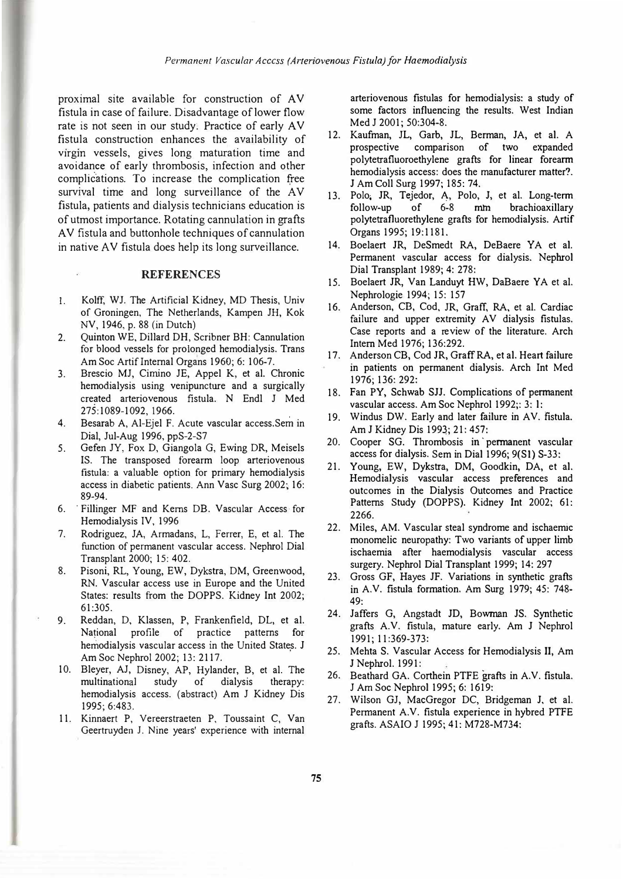proximal site available for construction of AV fistula in case of failure. Disadvantage of lower flow rate is not seen in our study. Practice of early AV fistula construction enhances the availability of virgin vessels, gives long maturation time and avoidance of early thrombosis, infection and other complications. To increase the complication free survival time and long surveillance of the AV fistula, patients and dialysis technicians education is of utmost importance. Rotating cannulation in grafts AV fistula and buttonhole techniques of cannulation in native AV fistula does help its long surveillance.

## REFERENCES

1. Kolff, WJ. The Artificial Kidney, MD Thesis, Univ of Groningen, The Netherlands, Kampen JH, Kok NV, 1946, p. 88 (in Dutch)
2. Quinton WE, Dillard DH, Scribner BH: Cannulation for blood vessels for prolonged hemodialysis. Trans Am Soc Artif Internal Organs 1960; 6: 106-7.
3. Brescio MJ, Cimino JE, Appel K, et al. Chronic hemodialysis using venipuncture and a surgically created arteriovenous fistula. N Endl J Med 275:1089-1092, 1966.
4. Besarab A, Al-Ejel F. Acute vascular access.Sem in Dial, Jul-Aug 1996, ppS-2-S7
5. Gefen JY, Fox D, Giangola G, Ewing DR, Meisels IS. The transposed forearm loop arteriovenous fistula: a valuable option for primary hemodialysis access in diabetic patients. Ann Vasc Surg 2002; 16: 89-94.
6. Fillinger MF and Kerns DB. Vascular Access for Hemodialysis IV, 1996
7. Rodriguez, JA, Armadans, L, Ferrer, E, et al. The function of permanent vascular access. Nephrol Dial Transplant 2000; 15: 402.
8. Pisoni, RL, Young, EW, Dykstra, DM, Greenwood, RN. Vascular access use in Europe and the United States: results from the DOPPS. Kidney Int 2002; 61:305.
9. Reddan, D, Klassen, P, Frankenfield, DL, et al. National profile of practice patterns for hemodialysis vascular access in the United States. J Am Soc Nephrol 2002; 13: 2117.
10. Bleyer, AJ, Disney, AP, Hylander, B, et al. The multinational study of dialysis therapy: hemodialysis access. (abstract) Am J Kidney Dis 1995; 6:483.
11. Kinnaert P, Vereerstraeten P, Toussaint C, Van Geertruyden J. Nine years' experience with internal arteriovenous fistulas for hemodialysis: a study of some factors influencing the results. West Indian Med J 2001; 50:304-8.
12. Kaufman, JL, Garb, JL, Berman, JA, et al. A prospective comparison of two expanded polytetrafluoroethylene grafts for linear forearm hemodialysis access: does the manufacturer matter?. J Am Coll Surg 1997; 185: 74.
13. Polo, JR, Tejedor, A, Polo, J, et al. Long-term follow-up of 6-8 mm brachioaxillary polytetrafluorethylene grafts for hemodialysis. Artif Organs 1995; 19:1181.
14. Boelaert JR, DeSmedt RA, DeBaere YA et al. Permanent vascular access for dialysis. Nephrol Dial Transplant 1989; 4: 278:
15. Boelaert JR, Van Landuyt HW, DaBaere YA et al. Nephrologie 1994; 15: 157
16. Anderson, CB, Cod, JR, Graff, RA, et al. Cardiac failure and upper extremity AV dialysis fistulas. Case reports and a review of the literature. Arch Intern Med 1976; 136:292.
17. Anderson CB, Cod JR, Graff RA, et al. Heart failure in patients on permanent dialysis. Arch Int Med 1976; 136: 292:
18. Fan PY, Schwab SJJ. Complications of permanent vascular access. Am Soc Nephrol 1992;: 3: 1:
19. Windus DW. Early and later failure in AV. fistula. Am J Kidney Dis 1993; 21: 457:
20. Cooper SG. Thrombosis in permanent vascular access for dialysis. Sem in Dial 1996; 9(S1) S-33:
21. Young, EW, Dykstra, DM, Goodkin, DA, et al. Hemodialysis vascular access preferences and outcomes in the Dialysis Outcomes and Practice Patterns Study (DOPPS). Kidney Int 2002; 61: 2266.
22. Miles, AM. Vascular steal syndrome and ischaemic monomelic neuropathy: Two variants of upper limb ischaemia after haemodialysis vascular access surgery. Nephrol Dial Transplant 1999; 14: 297
23. Gross GF, Hayes JF. Variations in synthetic grafts in A.V. fistula formation. Am Surg 1979; 45: 748-49:
24. Jaffers G, Angstadt JD, Bowman JS. Synthetic grafts A.V. fistula, mature early. Am J Nephrol 1991; 11:369-373:
25. Mehta S. Vascular Access for Hemodialysis II, Am J Nephrol. 1991:
26. Beathard GA. Corthein PTFE grafts in A.V. fistula. J Am Soc Nephrol 1995; 6: 1619:
27. Wilson GJ, MacGregor DC, Bridgeman J, et al. Permanent A.V. fistula experience in hybred PTFE grafts. ASAIO J 1995; 41: M728-M734: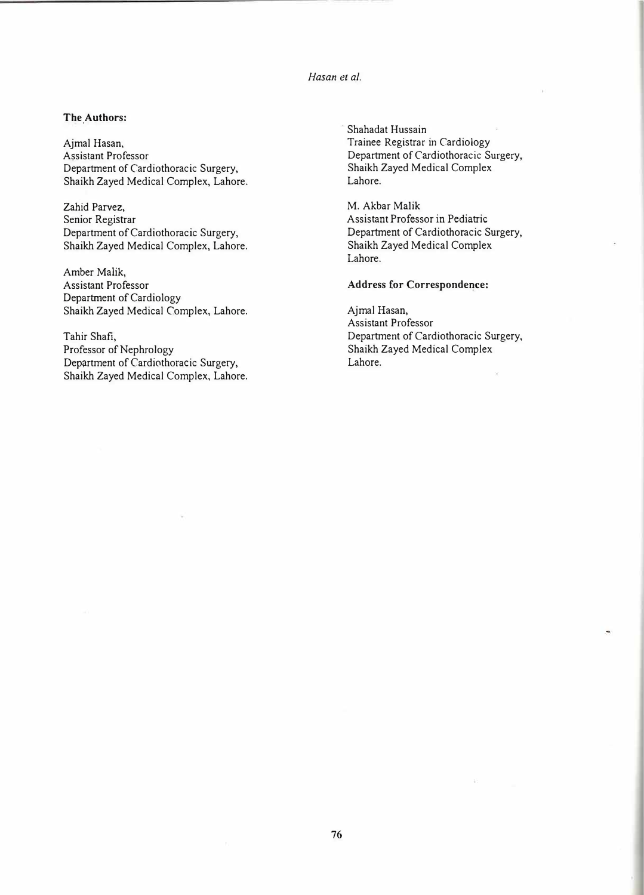**The Authors:**

Ajmal Hasan,
Assistant Professor
Department of Cardiothoracic Surgery,
Shaikh Zayed Medical Complex, Lahore.

Zahid Parvez,
Senior Registrar
Department of Cardiothoracic Surgery,
Shaikh Zayed Medical Complex, Lahore.

Amber Malik,
Assistant Professor
Department of Cardiology
Shaikh Zayed Medical Complex, Lahore.

Tahir Shafi,
Professor of Nephrology
Department of Cardiothoracic Surgery,
Shaikh Zayed Medical Complex, Lahore.

Shahadat Hussain
Trainee Registrar in Cardiology
Department of Cardiothoracic Surgery,
Shaikh Zayed Medical Complex
Lahore.

M. Akbar Malik
Assistant Professor in Pediatric
Department of Cardiothoracic Surgery,
Shaikh Zayed Medical Complex
Lahore.

**Address for Correspondence:**

Ajmal Hasan,
Assistant Professor
Department of Cardiothoracic Surgery,
Shaikh Zayed Medical Complex
Lahore.